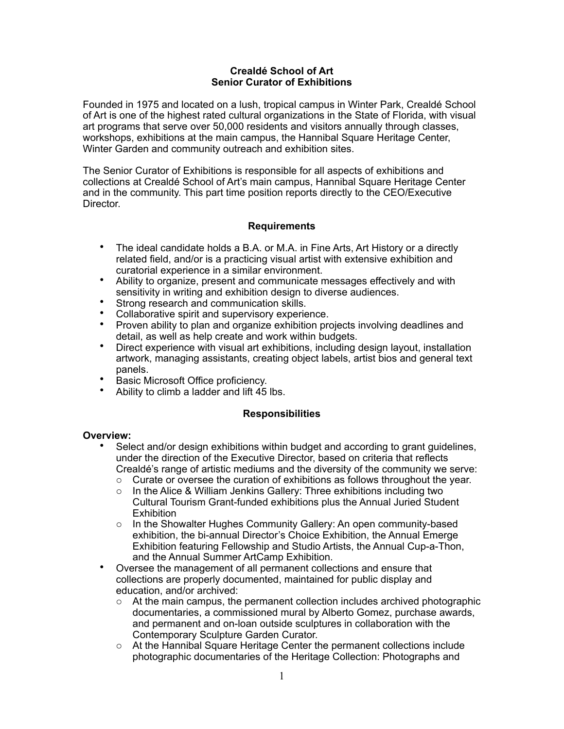# Crealdé School of Art
## Senior Curator of Exhibitions

Founded in 1975 and located on a lush, tropical campus in Winter Park, Crealdé School of Art is one of the highest rated cultural organizations in the State of Florida, with visual art programs that serve over 50,000 residents and visitors annually through classes, workshops, exhibitions at the main campus, the Hannibal Square Heritage Center, Winter Garden and community outreach and exhibition sites.

The Senior Curator of Exhibitions is responsible for all aspects of exhibitions and collections at Crealdé School of Art's main campus, Hannibal Square Heritage Center and in the community. This part time position reports directly to the CEO/Executive Director.

### Requirements

- The ideal candidate holds a B.A. or M.A. in Fine Arts, Art History or a directly related field, and/or is a practicing visual artist with extensive exhibition and curatorial experience in a similar environment.
- Ability to organize, present and communicate messages effectively and with sensitivity in writing and exhibition design to diverse audiences.
- Strong research and communication skills.
- Collaborative spirit and supervisory experience.
- Proven ability to plan and organize exhibition projects involving deadlines and detail, as well as help create and work within budgets.
- Direct experience with visual art exhibitions, including design layout, installation artwork, managing assistants, creating object labels, artist bios and general text panels.
- Basic Microsoft Office proficiency.
- Ability to climb a ladder and lift 45 lbs.

### Responsibilities

**Overview:**

- Select and/or design exhibitions within budget and according to grant guidelines, under the direction of the Executive Director, based on criteria that reflects Crealdé's range of artistic mediums and the diversity of the community we serve:
  - Curate or oversee the curation of exhibitions as follows throughout the year.
  - In the Alice & William Jenkins Gallery: Three exhibitions including two Cultural Tourism Grant-funded exhibitions plus the Annual Juried Student Exhibition
  - In the Showalter Hughes Community Gallery: An open community-based exhibition, the bi-annual Director's Choice Exhibition, the Annual Emerge Exhibition featuring Fellowship and Studio Artists, the Annual Cup-a-Thon, and the Annual Summer ArtCamp Exhibition.
- Oversee the management of all permanent collections and ensure that collections are properly documented, maintained for public display and education, and/or archived:
  - At the main campus, the permanent collection includes archived photographic documentaries, a commissioned mural by Alberto Gomez, purchase awards, and permanent and on-loan outside sculptures in collaboration with the Contemporary Sculpture Garden Curator.
  - At the Hannibal Square Heritage Center the permanent collections include photographic documentaries of the Heritage Collection: Photographs and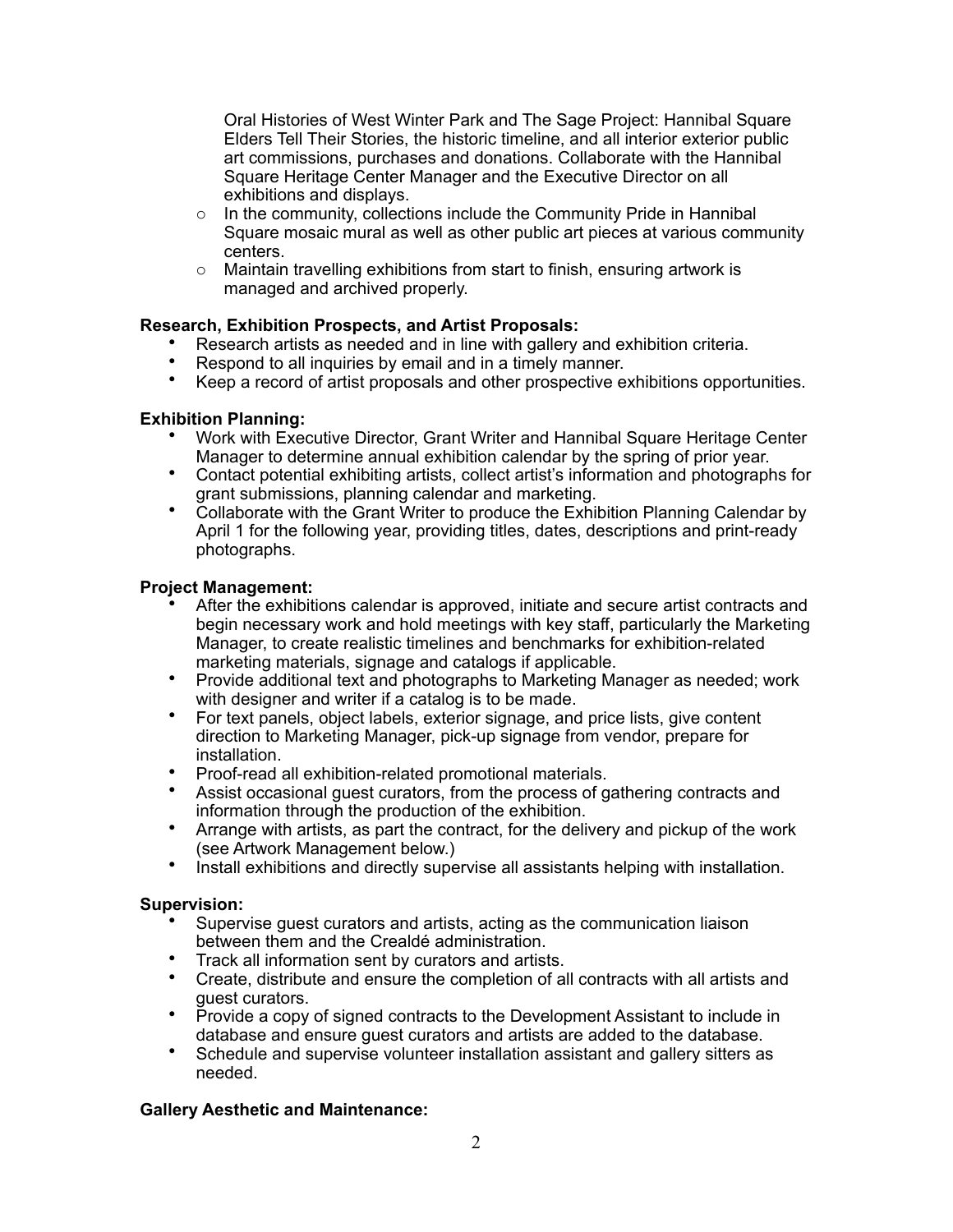Oral Histories of West Winter Park and The Sage Project: Hannibal Square Elders Tell Their Stories, the historic timeline, and all interior exterior public art commissions, purchases and donations. Collaborate with the Hannibal Square Heritage Center Manager and the Executive Director on all exhibitions and displays.

- In the community, collections include the Community Pride in Hannibal Square mosaic mural as well as other public art pieces at various community centers.
- Maintain travelling exhibitions from start to finish, ensuring artwork is managed and archived properly.

**Research, Exhibition Prospects, and Artist Proposals:**

- Research artists as needed and in line with gallery and exhibition criteria.
- Respond to all inquiries by email and in a timely manner.
- Keep a record of artist proposals and other prospective exhibitions opportunities.

**Exhibition Planning:**

- Work with Executive Director, Grant Writer and Hannibal Square Heritage Center Manager to determine annual exhibition calendar by the spring of prior year.
- Contact potential exhibiting artists, collect artist's information and photographs for grant submissions, planning calendar and marketing.
- Collaborate with the Grant Writer to produce the Exhibition Planning Calendar by April 1 for the following year, providing titles, dates, descriptions and print-ready photographs.

**Project Management:**

- After the exhibitions calendar is approved, initiate and secure artist contracts and begin necessary work and hold meetings with key staff, particularly the Marketing Manager, to create realistic timelines and benchmarks for exhibition-related marketing materials, signage and catalogs if applicable.
- Provide additional text and photographs to Marketing Manager as needed; work with designer and writer if a catalog is to be made.
- For text panels, object labels, exterior signage, and price lists, give content direction to Marketing Manager, pick-up signage from vendor, prepare for installation.
- Proof-read all exhibition-related promotional materials.
- Assist occasional guest curators, from the process of gathering contracts and information through the production of the exhibition.
- Arrange with artists, as part the contract, for the delivery and pickup of the work (see Artwork Management below.)
- Install exhibitions and directly supervise all assistants helping with installation.

**Supervision:**

- Supervise guest curators and artists, acting as the communication liaison between them and the Crealdé administration.
- Track all information sent by curators and artists.
- Create, distribute and ensure the completion of all contracts with all artists and guest curators.
- Provide a copy of signed contracts to the Development Assistant to include in database and ensure guest curators and artists are added to the database.
- Schedule and supervise volunteer installation assistant and gallery sitters as needed.

**Gallery Aesthetic and Maintenance:**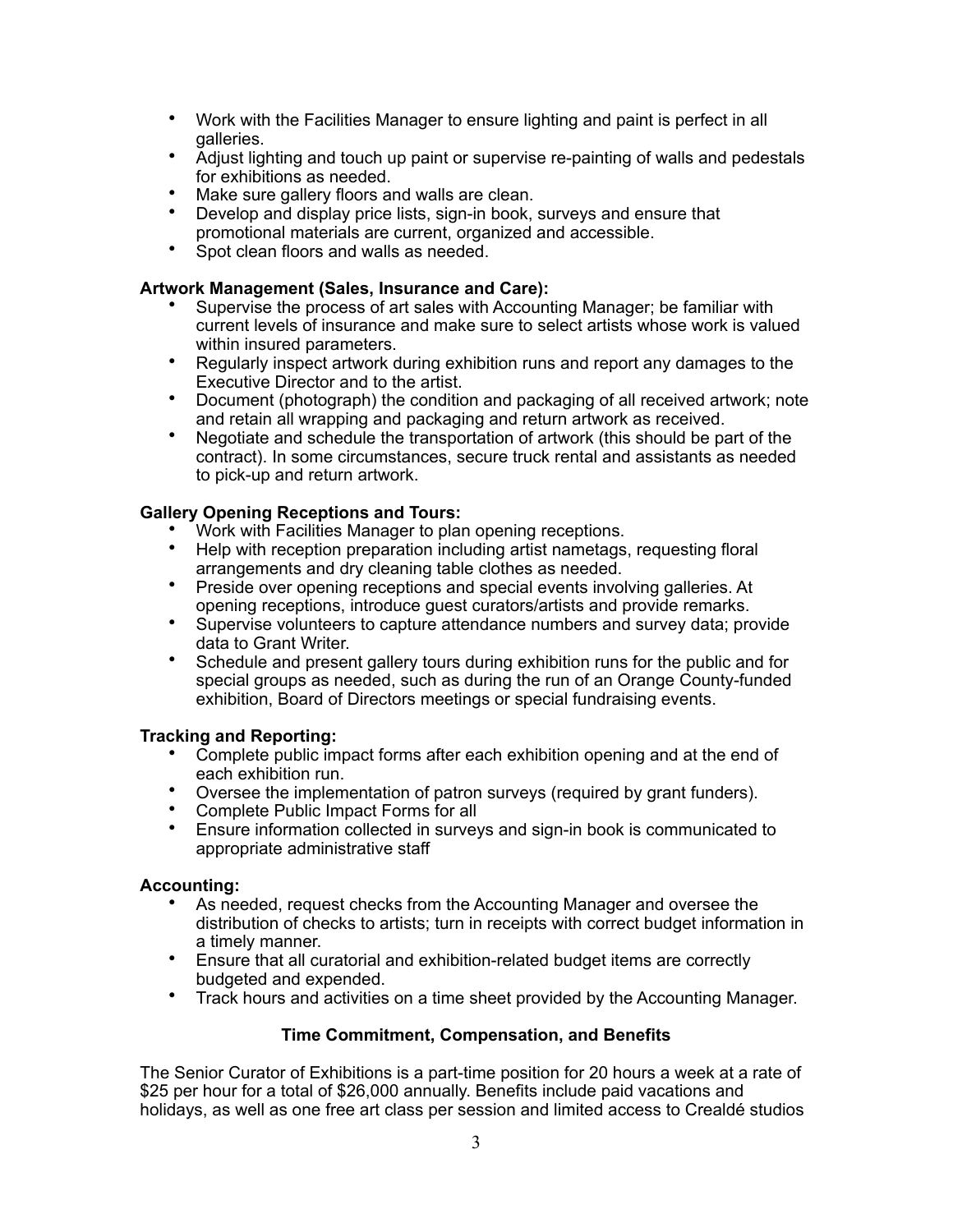- Work with the Facilities Manager to ensure lighting and paint is perfect in all galleries.
- Adjust lighting and touch up paint or supervise re-painting of walls and pedestals for exhibitions as needed.
- Make sure gallery floors and walls are clean.
- Develop and display price lists, sign-in book, surveys and ensure that promotional materials are current, organized and accessible.
- Spot clean floors and walls as needed.

**Artwork Management (Sales, Insurance and Care):**

- Supervise the process of art sales with Accounting Manager; be familiar with current levels of insurance and make sure to select artists whose work is valued within insured parameters.
- Regularly inspect artwork during exhibition runs and report any damages to the Executive Director and to the artist.
- Document (photograph) the condition and packaging of all received artwork; note and retain all wrapping and packaging and return artwork as received.
- Negotiate and schedule the transportation of artwork (this should be part of the contract). In some circumstances, secure truck rental and assistants as needed to pick-up and return artwork.

**Gallery Opening Receptions and Tours:**

- Work with Facilities Manager to plan opening receptions.
- Help with reception preparation including artist nametags, requesting floral arrangements and dry cleaning table clothes as needed.
- Preside over opening receptions and special events involving galleries. At opening receptions, introduce guest curators/artists and provide remarks.
- Supervise volunteers to capture attendance numbers and survey data; provide data to Grant Writer.
- Schedule and present gallery tours during exhibition runs for the public and for special groups as needed, such as during the run of an Orange County-funded exhibition, Board of Directors meetings or special fundraising events.

**Tracking and Reporting:**

- Complete public impact forms after each exhibition opening and at the end of each exhibition run.
- Oversee the implementation of patron surveys (required by grant funders).
- Complete Public Impact Forms for all
- Ensure information collected in surveys and sign-in book is communicated to appropriate administrative staff

**Accounting:**

- As needed, request checks from the Accounting Manager and oversee the distribution of checks to artists; turn in receipts with correct budget information in a timely manner.
- Ensure that all curatorial and exhibition-related budget items are correctly budgeted and expended.
- Track hours and activities on a time sheet provided by the Accounting Manager.

**Time Commitment, Compensation, and Benefits**

The Senior Curator of Exhibitions is a part-time position for 20 hours a week at a rate of $25 per hour for a total of $26,000 annually. Benefits include paid vacations and holidays, as well as one free art class per session and limited access to Crealdé studios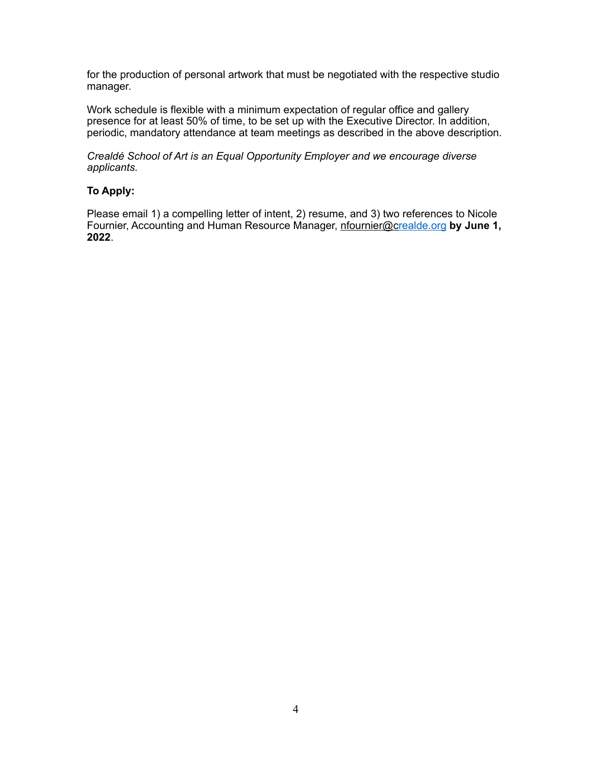for the production of personal artwork that must be negotiated with the respective studio manager.

Work schedule is flexible with a minimum expectation of regular office and gallery presence for at least 50% of time, to be set up with the Executive Director. In addition, periodic, mandatory attendance at team meetings as described in the above description.

*Crealdé School of Art is an Equal Opportunity Employer and we encourage diverse applicants.*

**To Apply:**

Please email 1) a compelling letter of intent, 2) resume, and 3) two references to Nicole Fournier, Accounting and Human Resource Manager, nfournier@crealde.org **by June 1, 2022**.